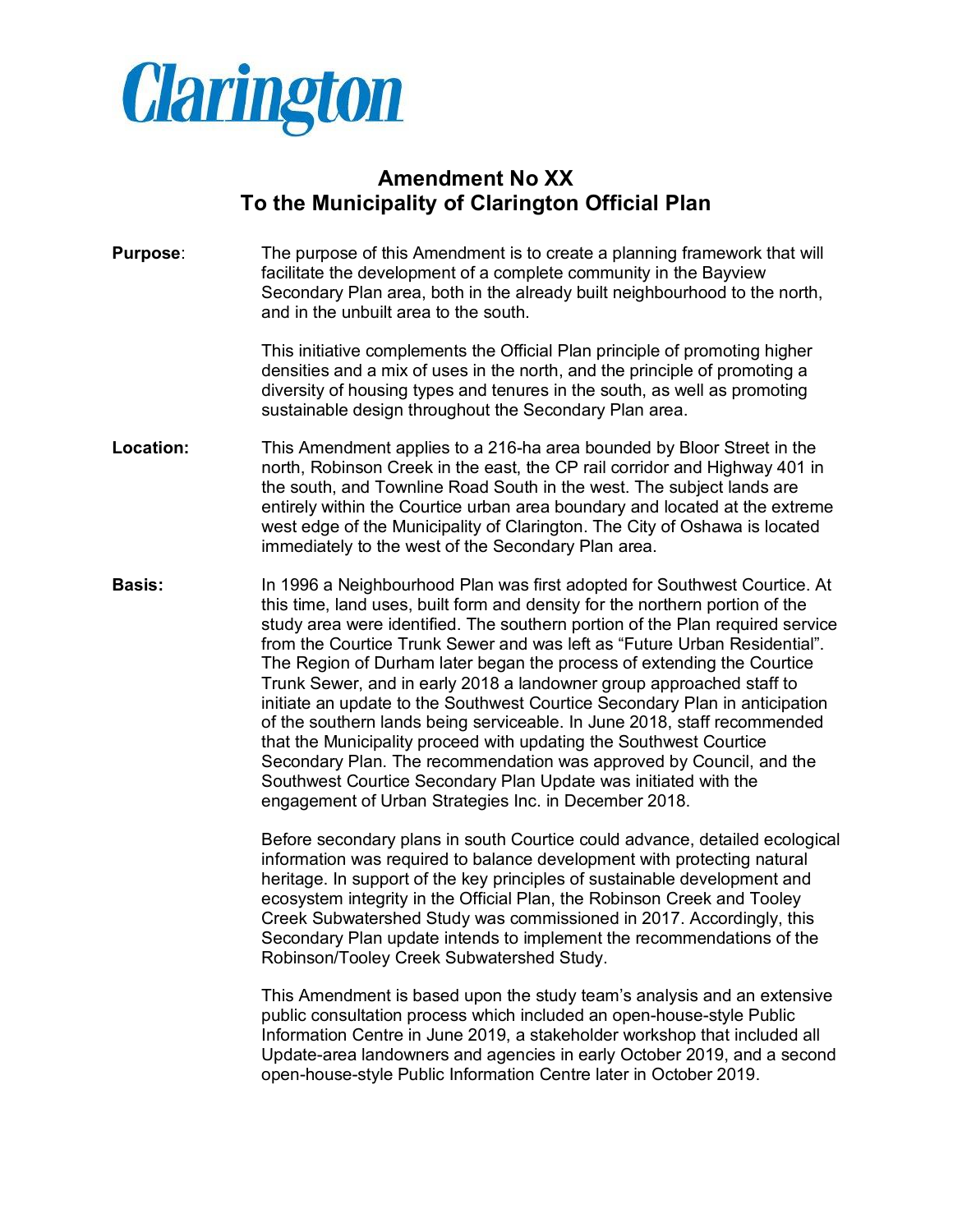Clarington

# Amendment No XX
# To the Municipality of Clarington Official Plan

**Purpose**: The purpose of this Amendment is to create a planning framework that will facilitate the development of a complete community in the Bayview Secondary Plan area, both in the already built neighbourhood to the north, and in the unbuilt area to the south.

This initiative complements the Official Plan principle of promoting higher densities and a mix of uses in the north, and the principle of promoting a diversity of housing types and tenures in the south, as well as promoting sustainable design throughout the Secondary Plan area.

**Location:** This Amendment applies to a 216-ha area bounded by Bloor Street in the north, Robinson Creek in the east, the CP rail corridor and Highway 401 in the south, and Townline Road South in the west. The subject lands are entirely within the Courtice urban area boundary and located at the extreme west edge of the Municipality of Clarington. The City of Oshawa is located immediately to the west of the Secondary Plan area.

**Basis:** In 1996 a Neighbourhood Plan was first adopted for Southwest Courtice. At this time, land uses, built form and density for the northern portion of the study area were identified. The southern portion of the Plan required service from the Courtice Trunk Sewer and was left as "Future Urban Residential". The Region of Durham later began the process of extending the Courtice Trunk Sewer, and in early 2018 a landowner group approached staff to initiate an update to the Southwest Courtice Secondary Plan in anticipation of the southern lands being serviceable. In June 2018, staff recommended that the Municipality proceed with updating the Southwest Courtice Secondary Plan. The recommendation was approved by Council, and the Southwest Courtice Secondary Plan Update was initiated with the engagement of Urban Strategies Inc. in December 2018.

Before secondary plans in south Courtice could advance, detailed ecological information was required to balance development with protecting natural heritage. In support of the key principles of sustainable development and ecosystem integrity in the Official Plan, the Robinson Creek and Tooley Creek Subwatershed Study was commissioned in 2017. Accordingly, this Secondary Plan update intends to implement the recommendations of the Robinson/Tooley Creek Subwatershed Study.

This Amendment is based upon the study team's analysis and an extensive public consultation process which included an open-house-style Public Information Centre in June 2019, a stakeholder workshop that included all Update-area landowners and agencies in early October 2019, and a second open-house-style Public Information Centre later in October 2019.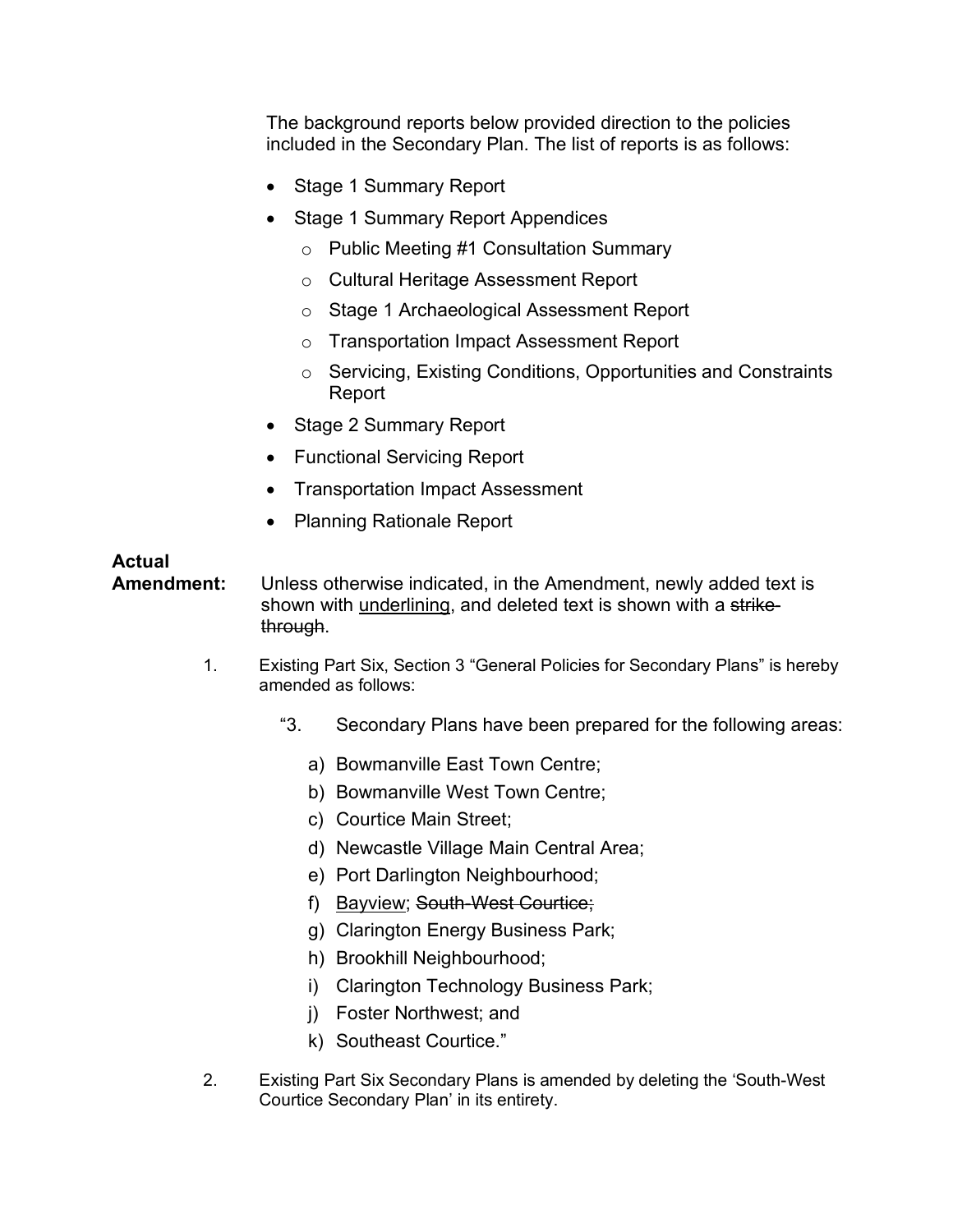The background reports below provided direction to the policies included in the Secondary Plan. The list of reports is as follows:

- Stage 1 Summary Report
- Stage 1 Summary Report Appendices
  - Public Meeting #1 Consultation Summary
  - Cultural Heritage Assessment Report
  - Stage 1 Archaeological Assessment Report
  - Transportation Impact Assessment Report
  - Servicing, Existing Conditions, Opportunities and Constraints Report
- Stage 2 Summary Report
- Functional Servicing Report
- Transportation Impact Assessment
- Planning Rationale Report

**Actual Amendment:** Unless otherwise indicated, in the Amendment, newly added text is shown with <u>underlining</u>, and deleted text is shown with a ~~strike-through~~.

1. Existing Part Six, Section 3 "General Policies for Secondary Plans" is hereby amended as follows:

   "3. Secondary Plans have been prepared for the following areas:

   a) Bowmanville East Town Centre;
   b) Bowmanville West Town Centre;
   c) Courtice Main Street;
   d) Newcastle Village Main Central Area;
   e) Port Darlington Neighbourhood;
   f) <u>Bayview</u>; ~~South-West Courtice;~~
   g) Clarington Energy Business Park;
   h) Brookhill Neighbourhood;
   i) Clarington Technology Business Park;
   j) Foster Northwest; and
   k) Southeast Courtice."

2. Existing Part Six Secondary Plans is amended by deleting the 'South-West Courtice Secondary Plan' in its entirety.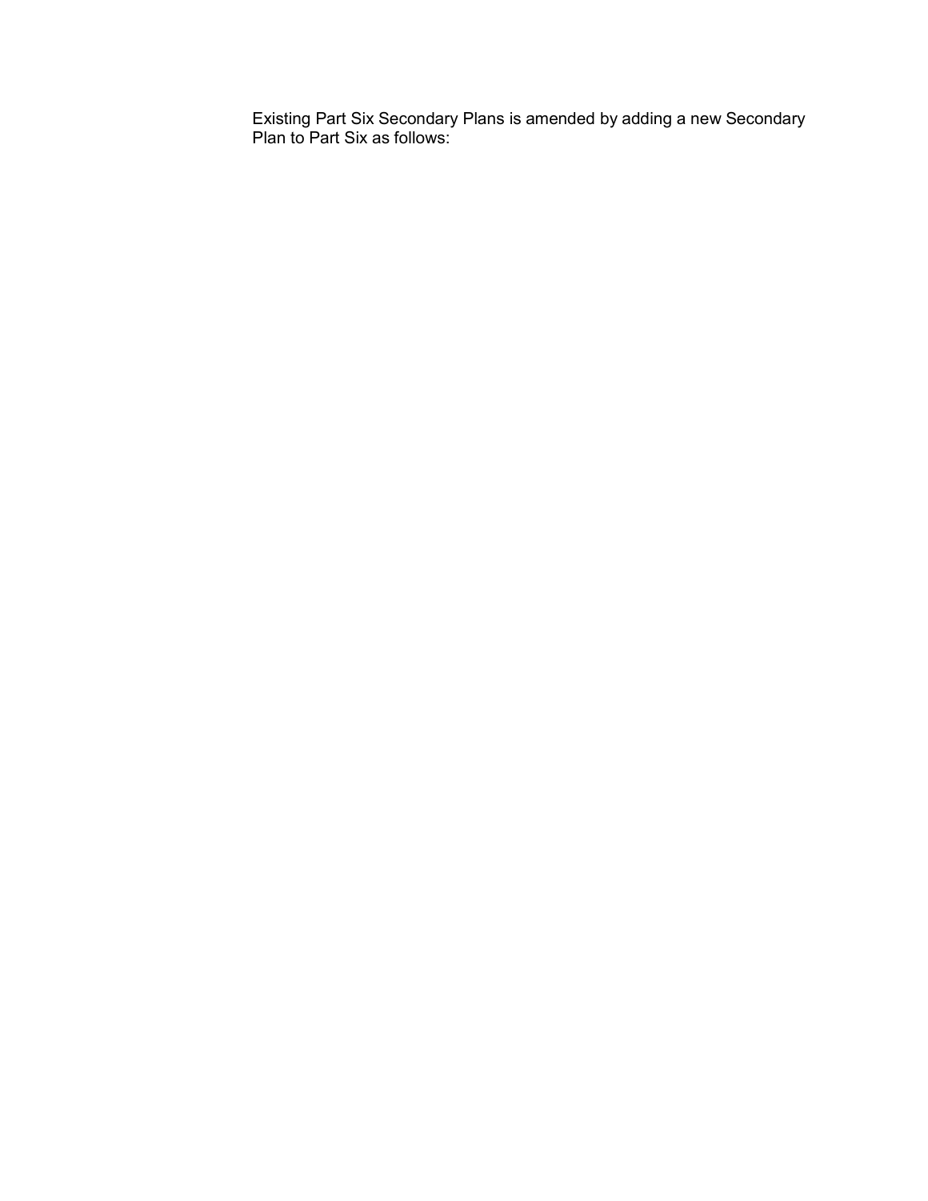Existing Part Six Secondary Plans is amended by adding a new Secondary Plan to Part Six as follows: